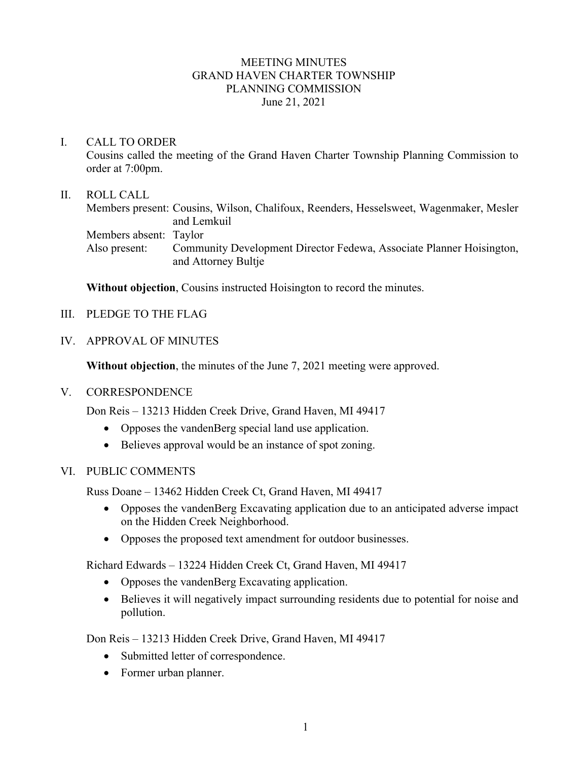# MEETING MINUTES
# GRAND HAVEN CHARTER TOWNSHIP
# PLANNING COMMISSION
June 21, 2021

## I. CALL TO ORDER

Cousins called the meeting of the Grand Haven Charter Township Planning Commission to order at 7:00pm.

## II. ROLL CALL

Members present: Cousins, Wilson, Chalifoux, Reenders, Hesselsweet, Wagenmaker, Mesler and Lemkuil
Members absent: Taylor
Also present: Community Development Director Fedewa, Associate Planner Hoisington, and Attorney Bultje

**Without objection**, Cousins instructed Hoisington to record the minutes.

## III. PLEDGE TO THE FLAG

## IV. APPROVAL OF MINUTES

**Without objection**, the minutes of the June 7, 2021 meeting were approved.

## V. CORRESPONDENCE

Don Reis – 13213 Hidden Creek Drive, Grand Haven, MI 49417

- Opposes the vandenBerg special land use application.
- Believes approval would be an instance of spot zoning.

## VI. PUBLIC COMMENTS

Russ Doane – 13462 Hidden Creek Ct, Grand Haven, MI 49417

- Opposes the vandenBerg Excavating application due to an anticipated adverse impact on the Hidden Creek Neighborhood.
- Opposes the proposed text amendment for outdoor businesses.

Richard Edwards – 13224 Hidden Creek Ct, Grand Haven, MI 49417

- Opposes the vandenBerg Excavating application.
- Believes it will negatively impact surrounding residents due to potential for noise and pollution.

Don Reis – 13213 Hidden Creek Drive, Grand Haven, MI 49417

- Submitted letter of correspondence.
- Former urban planner.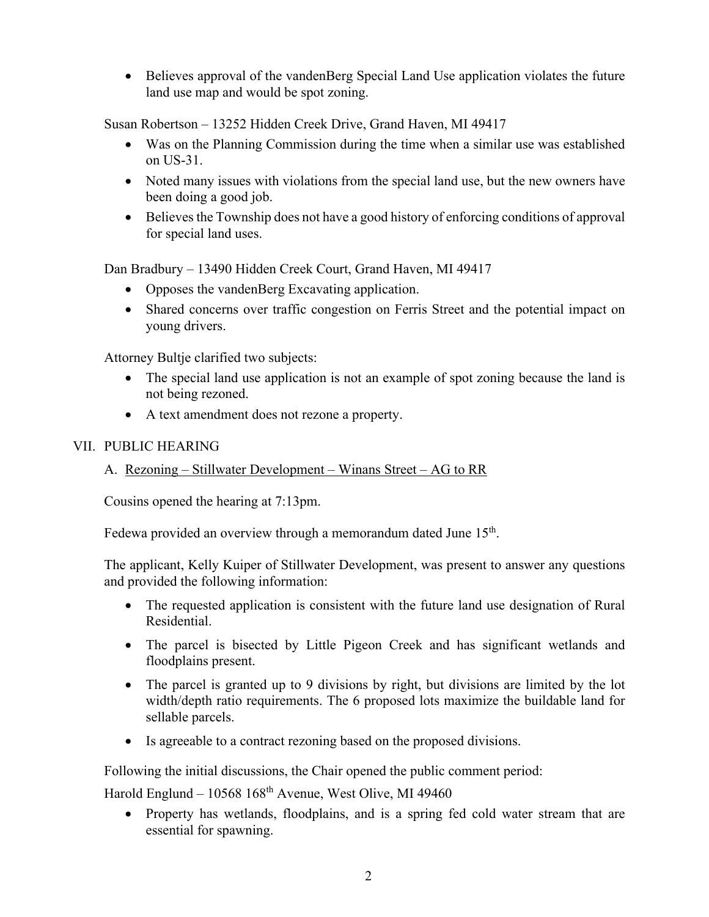- Believes approval of the vandenBerg Special Land Use application violates the future land use map and would be spot zoning.

Susan Robertson – 13252 Hidden Creek Drive, Grand Haven, MI 49417

- Was on the Planning Commission during the time when a similar use was established on US-31.
- Noted many issues with violations from the special land use, but the new owners have been doing a good job.
- Believes the Township does not have a good history of enforcing conditions of approval for special land uses.

Dan Bradbury – 13490 Hidden Creek Court, Grand Haven, MI 49417

- Opposes the vandenBerg Excavating application.
- Shared concerns over traffic congestion on Ferris Street and the potential impact on young drivers.

Attorney Bultje clarified two subjects:

- The special land use application is not an example of spot zoning because the land is not being rezoned.
- A text amendment does not rezone a property.

## VII. PUBLIC HEARING

### A. Rezoning – Stillwater Development – Winans Street – AG to RR

Cousins opened the hearing at 7:13pm.

Fedewa provided an overview through a memorandum dated June 15th.

The applicant, Kelly Kuiper of Stillwater Development, was present to answer any questions and provided the following information:

- The requested application is consistent with the future land use designation of Rural Residential.
- The parcel is bisected by Little Pigeon Creek and has significant wetlands and floodplains present.
- The parcel is granted up to 9 divisions by right, but divisions are limited by the lot width/depth ratio requirements. The 6 proposed lots maximize the buildable land for sellable parcels.
- Is agreeable to a contract rezoning based on the proposed divisions.

Following the initial discussions, the Chair opened the public comment period:

Harold Englund – 10568 168th Avenue, West Olive, MI 49460

- Property has wetlands, floodplains, and is a spring fed cold water stream that are essential for spawning.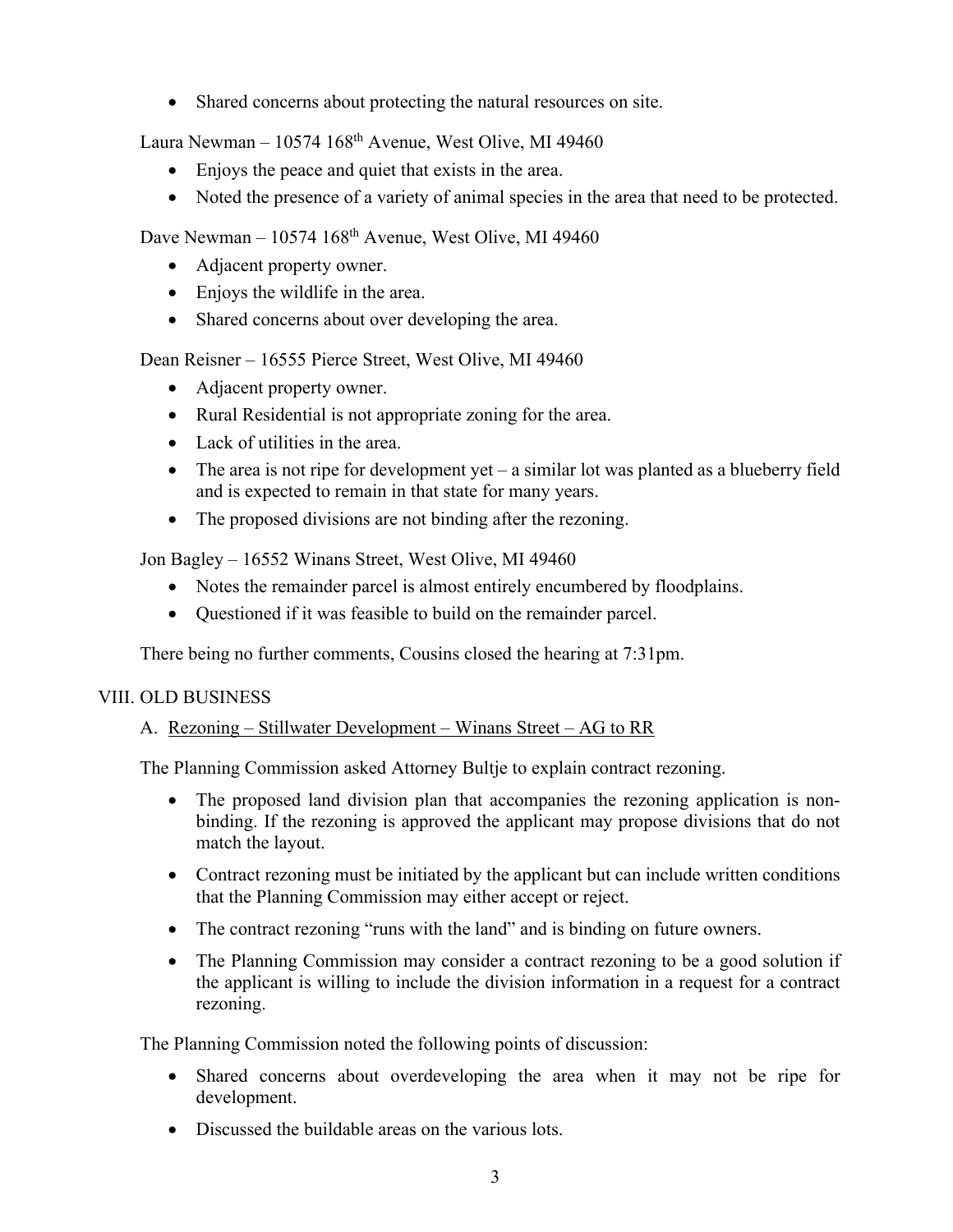- Shared concerns about protecting the natural resources on site.

Laura Newman – 10574 168th Avenue, West Olive, MI 49460

- Enjoys the peace and quiet that exists in the area.
- Noted the presence of a variety of animal species in the area that need to be protected.

Dave Newman – 10574 168th Avenue, West Olive, MI 49460

- Adjacent property owner.
- Enjoys the wildlife in the area.
- Shared concerns about over developing the area.

Dean Reisner – 16555 Pierce Street, West Olive, MI 49460

- Adjacent property owner.
- Rural Residential is not appropriate zoning for the area.
- Lack of utilities in the area.
- The area is not ripe for development yet – a similar lot was planted as a blueberry field and is expected to remain in that state for many years.
- The proposed divisions are not binding after the rezoning.

Jon Bagley – 16552 Winans Street, West Olive, MI 49460

- Notes the remainder parcel is almost entirely encumbered by floodplains.
- Questioned if it was feasible to build on the remainder parcel.

There being no further comments, Cousins closed the hearing at 7:31pm.

## VIII. OLD BUSINESS

### A. Rezoning – Stillwater Development – Winans Street – AG to RR

The Planning Commission asked Attorney Bultje to explain contract rezoning.

- The proposed land division plan that accompanies the rezoning application is non-binding. If the rezoning is approved the applicant may propose divisions that do not match the layout.
- Contract rezoning must be initiated by the applicant but can include written conditions that the Planning Commission may either accept or reject.
- The contract rezoning "runs with the land" and is binding on future owners.
- The Planning Commission may consider a contract rezoning to be a good solution if the applicant is willing to include the division information in a request for a contract rezoning.

The Planning Commission noted the following points of discussion:

- Shared concerns about overdeveloping the area when it may not be ripe for development.
- Discussed the buildable areas on the various lots.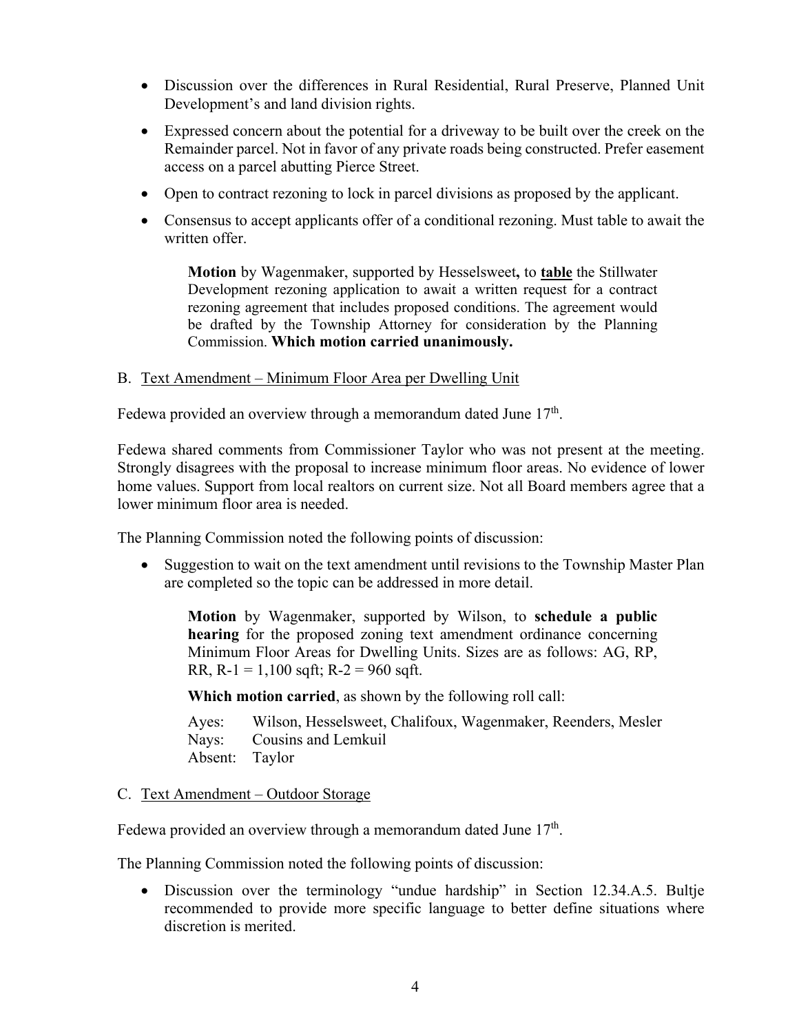- Discussion over the differences in Rural Residential, Rural Preserve, Planned Unit Development's and land division rights.
- Expressed concern about the potential for a driveway to be built over the creek on the Remainder parcel. Not in favor of any private roads being constructed. Prefer easement access on a parcel abutting Pierce Street.
- Open to contract rezoning to lock in parcel divisions as proposed by the applicant.
- Consensus to accept applicants offer of a conditional rezoning. Must table to await the written offer.

> **Motion** by Wagenmaker, supported by Hesselsweet**,** to **table** the Stillwater Development rezoning application to await a written request for a contract rezoning agreement that includes proposed conditions. The agreement would be drafted by the Township Attorney for consideration by the Planning Commission. **Which motion carried unanimously.**

B. Text Amendment – Minimum Floor Area per Dwelling Unit

Fedewa provided an overview through a memorandum dated June 17th.

Fedewa shared comments from Commissioner Taylor who was not present at the meeting. Strongly disagrees with the proposal to increase minimum floor areas. No evidence of lower home values. Support from local realtors on current size. Not all Board members agree that a lower minimum floor area is needed.

The Planning Commission noted the following points of discussion:

- Suggestion to wait on the text amendment until revisions to the Township Master Plan are completed so the topic can be addressed in more detail.

> **Motion** by Wagenmaker, supported by Wilson, to **schedule a public hearing** for the proposed zoning text amendment ordinance concerning Minimum Floor Areas for Dwelling Units. Sizes are as follows: AG, RP, RR, R-1 = 1,100 sqft; R-2 = 960 sqft.
>
> **Which motion carried**, as shown by the following roll call:
>
> Ayes: Wilson, Hesselsweet, Chalifoux, Wagenmaker, Reenders, Mesler
> Nays: Cousins and Lemkuil
> Absent: Taylor

C. Text Amendment – Outdoor Storage

Fedewa provided an overview through a memorandum dated June 17th.

The Planning Commission noted the following points of discussion:

- Discussion over the terminology "undue hardship" in Section 12.34.A.5. Bultje recommended to provide more specific language to better define situations where discretion is merited.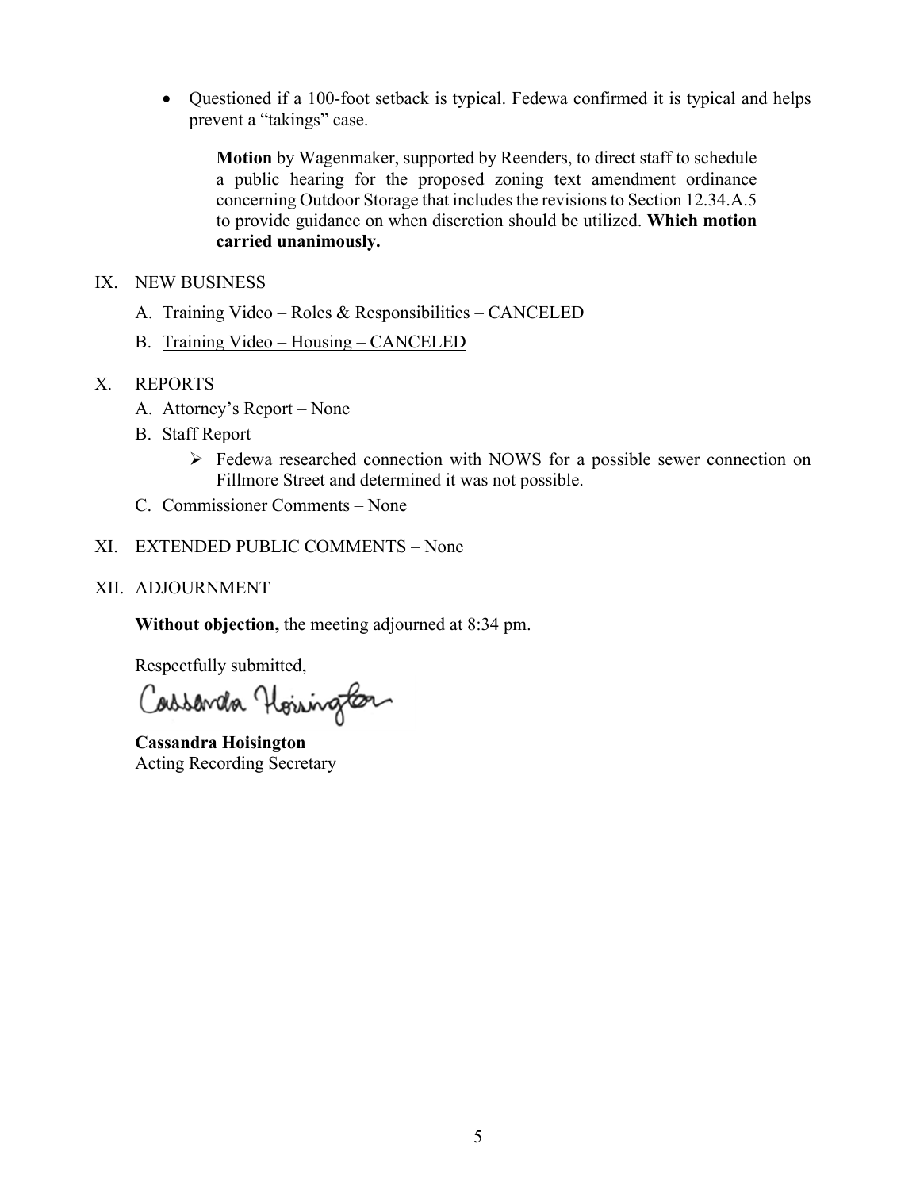- Questioned if a 100-foot setback is typical. Fedewa confirmed it is typical and helps prevent a "takings" case.

  **Motion** by Wagenmaker, supported by Reenders, to direct staff to schedule a public hearing for the proposed zoning text amendment ordinance concerning Outdoor Storage that includes the revisions to Section 12.34.A.5 to provide guidance on when discretion should be utilized. **Which motion carried unanimously.**

IX. NEW BUSINESS

   A. Training Video – Roles & Responsibilities – CANCELED

   B. Training Video – Housing – CANCELED

X. REPORTS

   A. Attorney's Report – None

   B. Staff Report

      - Fedewa researched connection with NOWS for a possible sewer connection on Fillmore Street and determined it was not possible.

   C. Commissioner Comments – None

XI. EXTENDED PUBLIC COMMENTS – None

XII. ADJOURNMENT

**Without objection,** the meeting adjourned at 8:34 pm.

Respectfully submitted,

Cassandra Hoisington

**Cassandra Hoisington**
Acting Recording Secretary